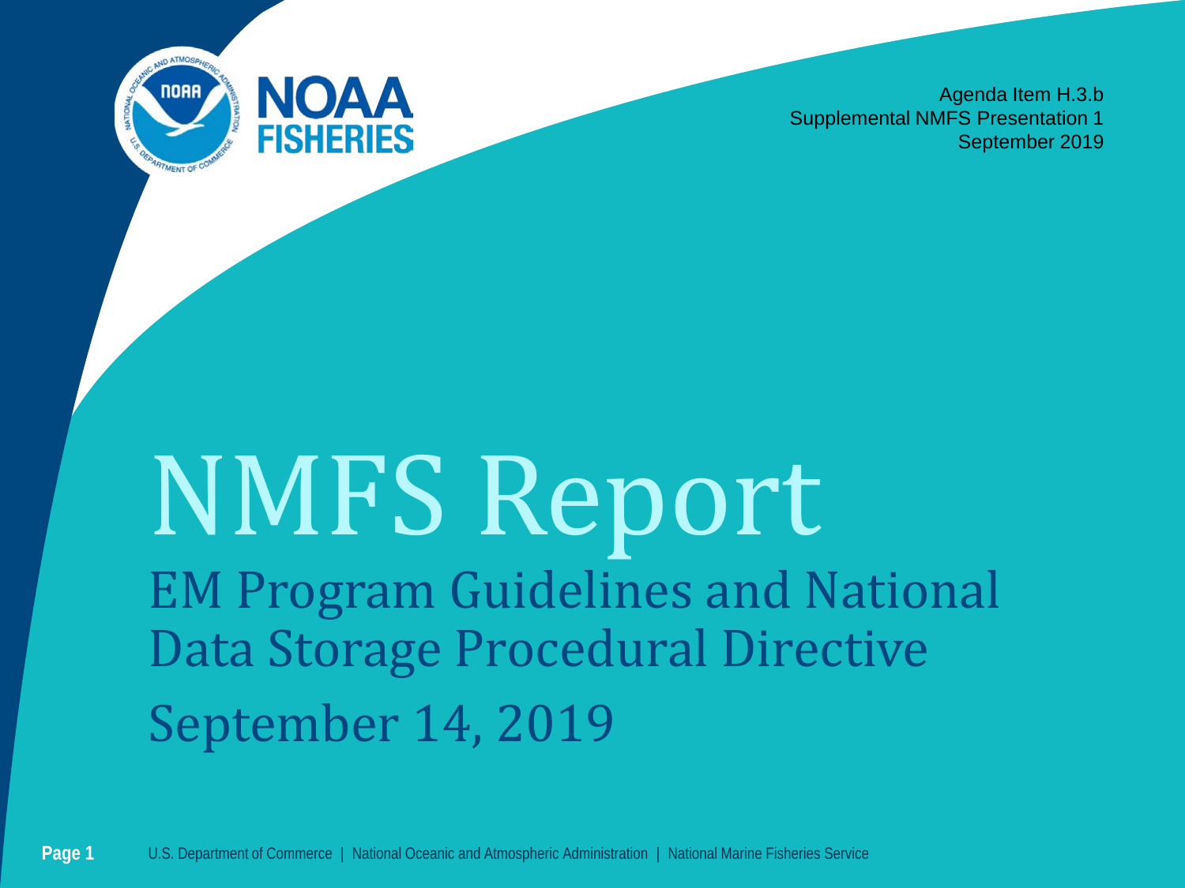Agenda Item H.3.b
Supplemental NMFS Presentation 1
September 2019

# NMFS Report

## EM Program Guidelines and National Data Storage Procedural Directive

September 14, 2019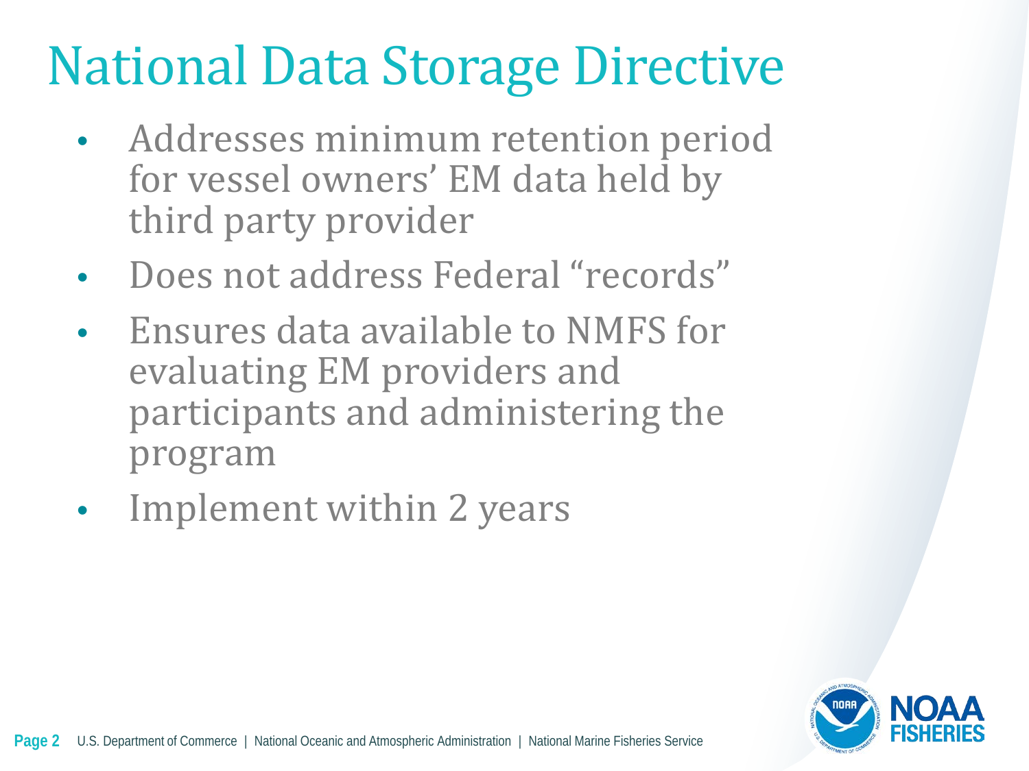# National Data Storage Directive

- Addresses minimum retention period for vessel owners' EM data held by third party provider
- Does not address Federal "records"
- Ensures data available to NMFS for evaluating EM providers and participants and administering the program
- Implement within 2 years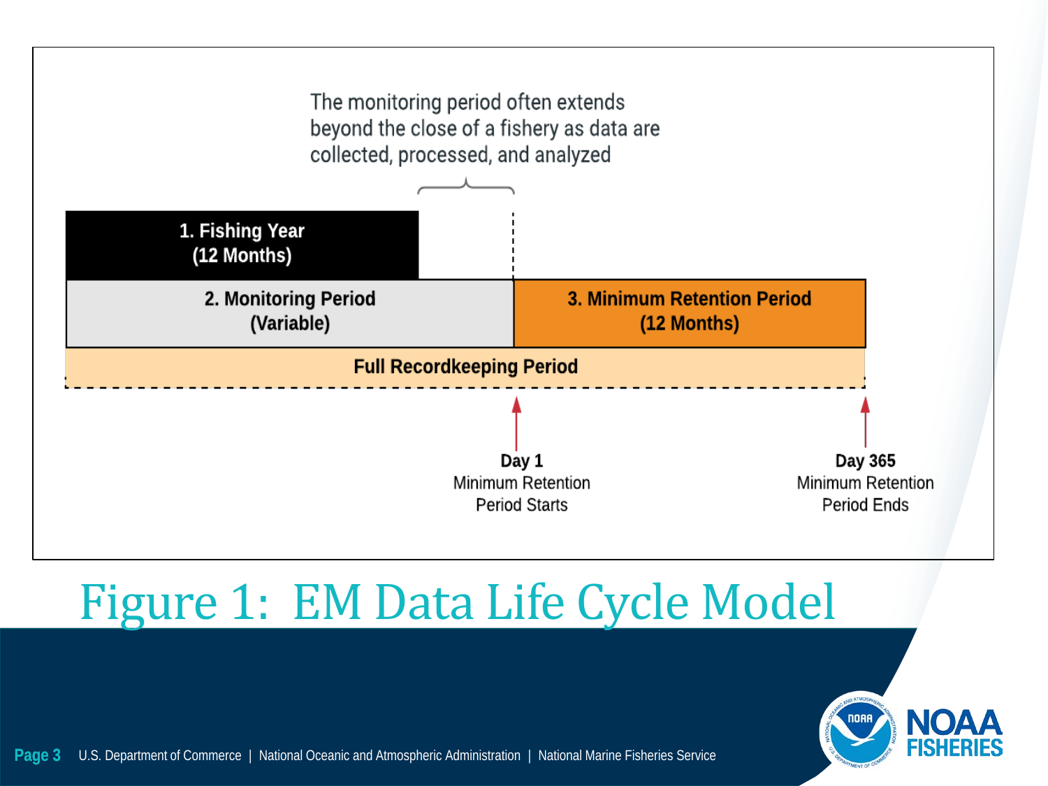The monitoring period often extends beyond the close of a fishery as data are collected, processed, and analyzed

1. Fishing Year (12 Months)

2. Monitoring Period (Variable)

3. Minimum Retention Period (12 Months)

Full Recordkeeping Period

**Day 1** Minimum Retention Period Starts

**Day 365** Minimum Retention Period Ends

# Figure 1: EM Data Life Cycle Model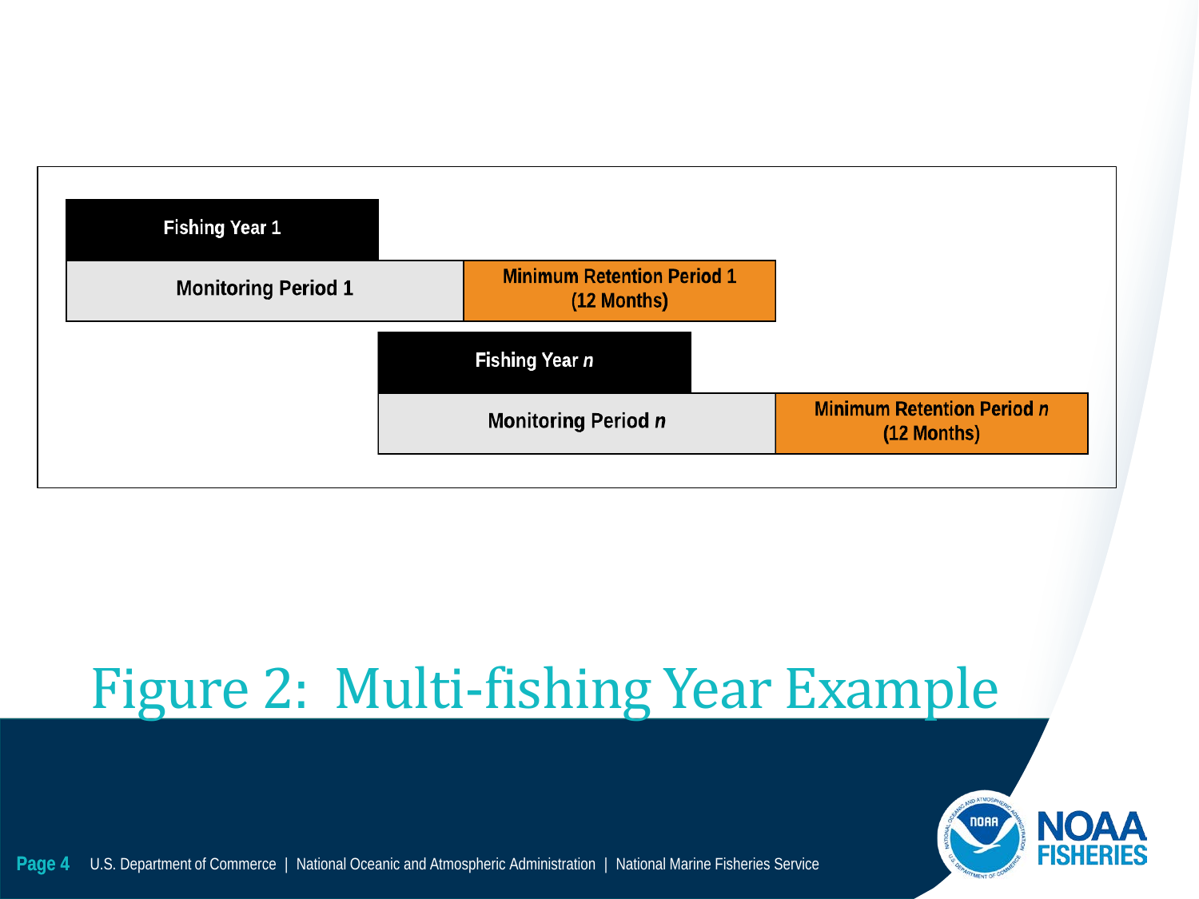Fishing Year 1

Monitoring Period 1

Minimum Retention Period 1
(12 Months)

Fishing Year *n*

Monitoring Period *n*

Minimum Retention Period *n*
(12 Months)

# Figure 2: Multi-fishing Year Example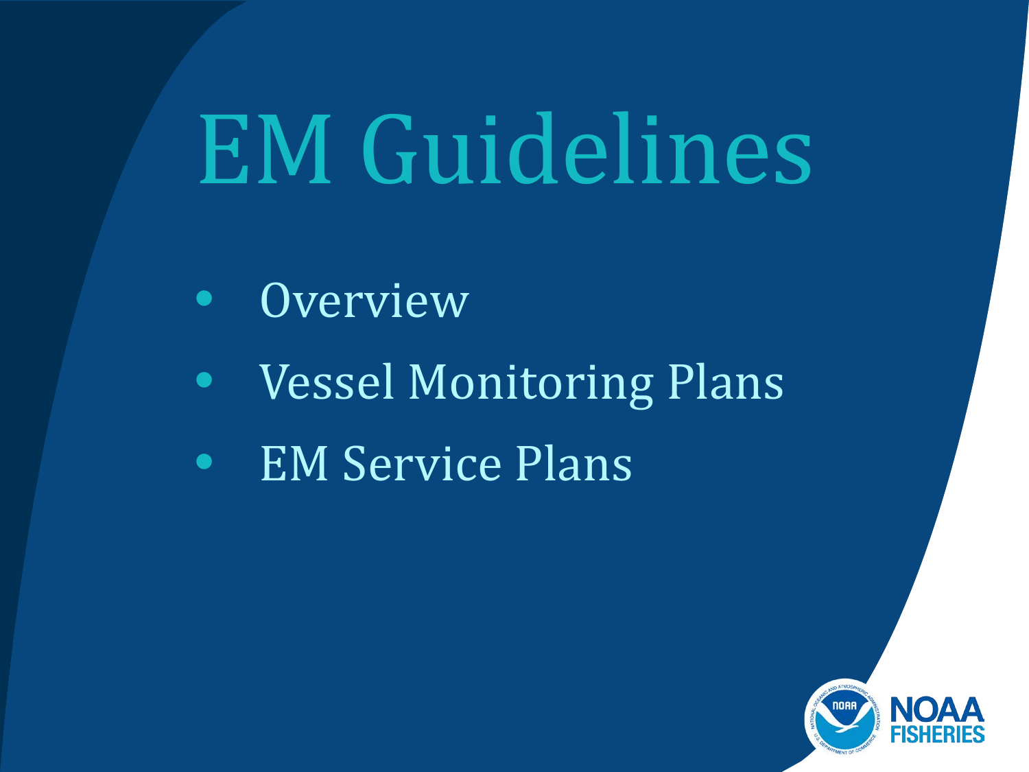# EM Guidelines

- Overview
- Vessel Monitoring Plans
- EM Service Plans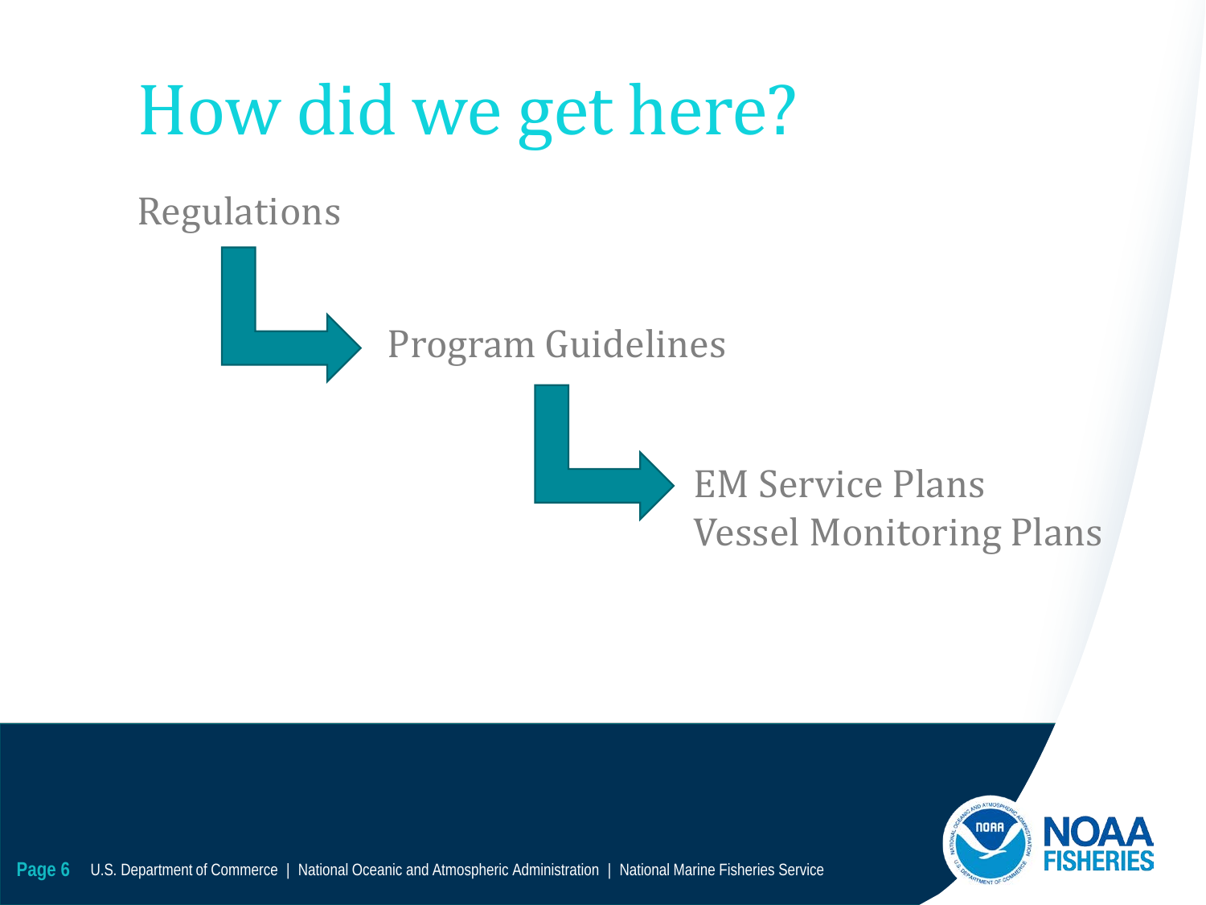# How did we get here?

Regulations

Program Guidelines

EM Service Plans
Vessel Monitoring Plans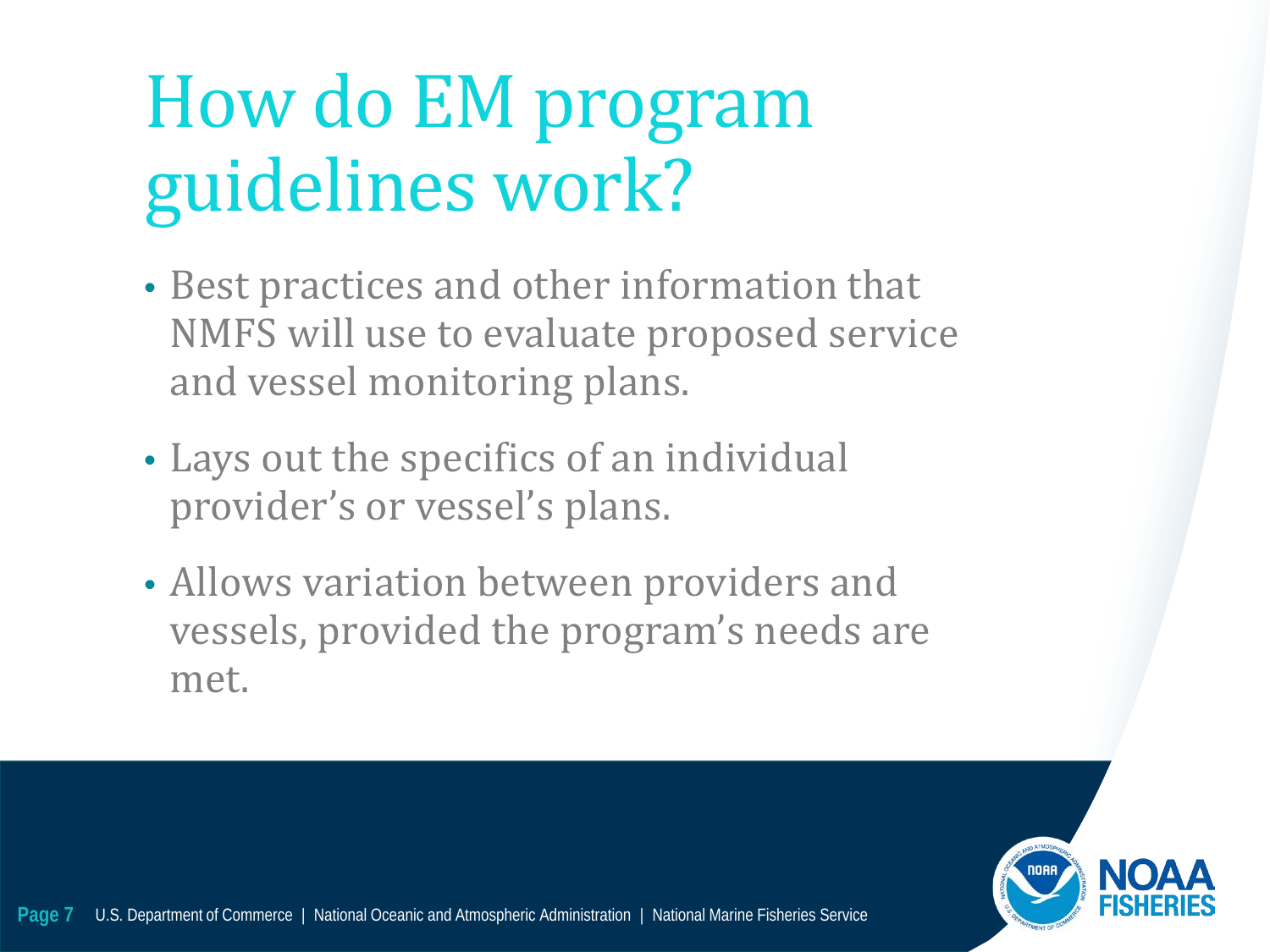# How do EM program guidelines work?

- Best practices and other information that NMFS will use to evaluate proposed service and vessel monitoring plans.
- Lays out the specifics of an individual provider's or vessel's plans.
- Allows variation between providers and vessels, provided the program's needs are met.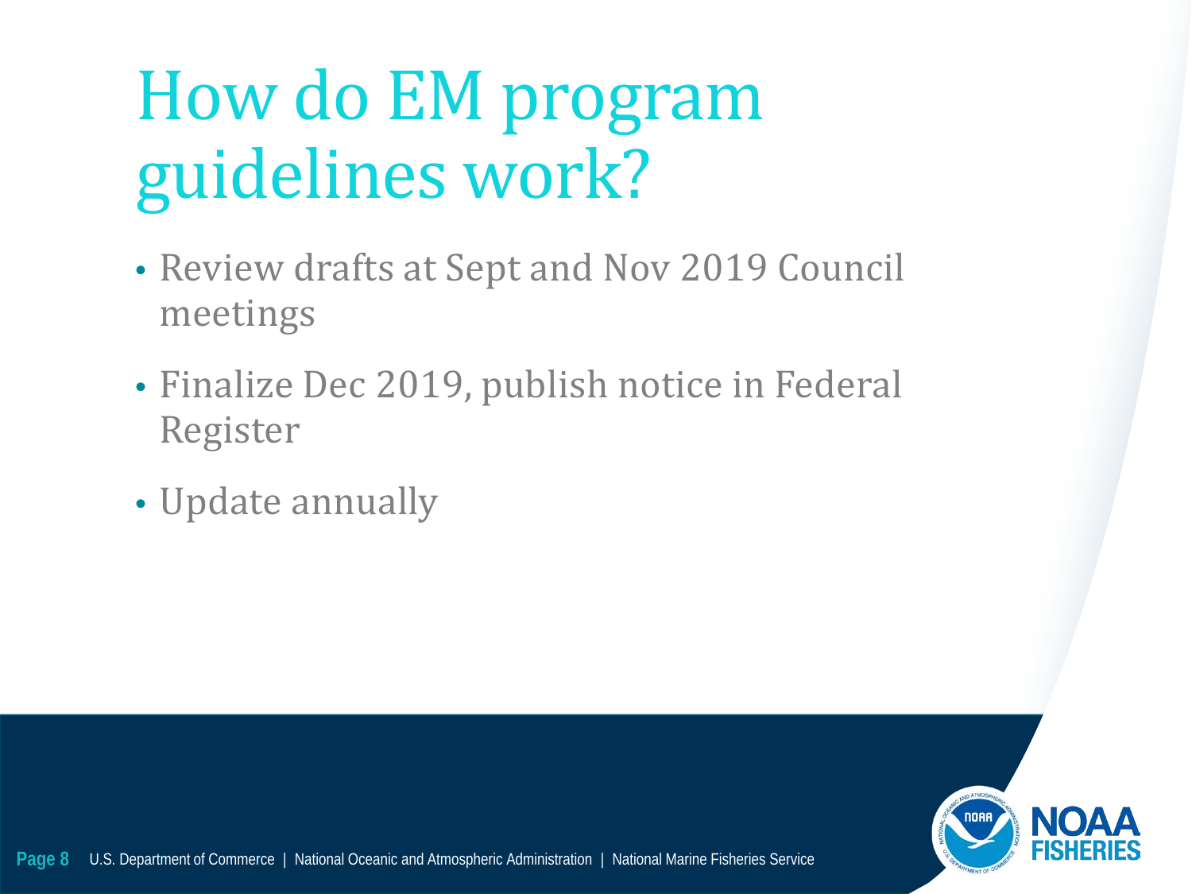# How do EM program guidelines work?

- Review drafts at Sept and Nov 2019 Council meetings
- Finalize Dec 2019, publish notice in Federal Register
- Update annually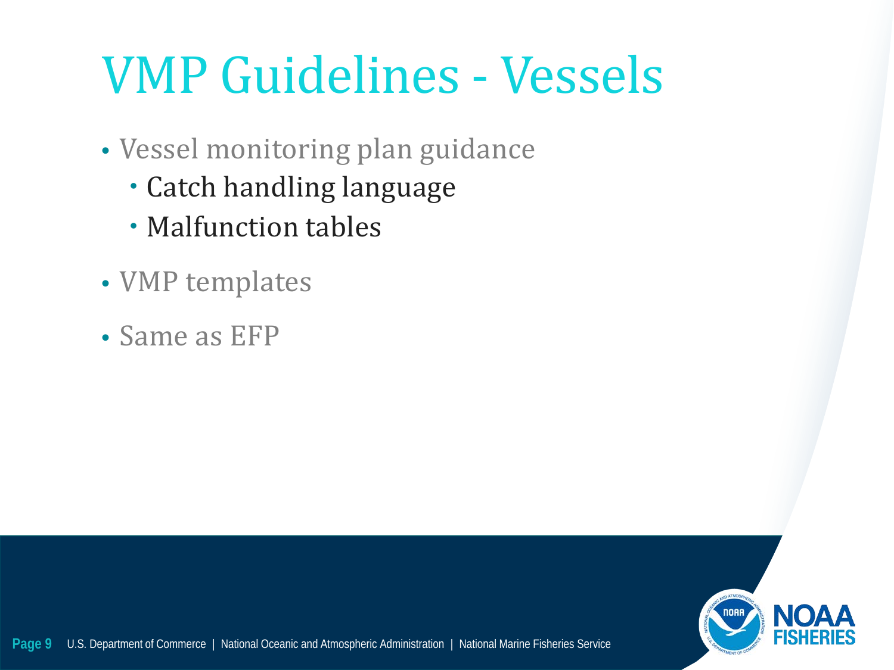# VMP Guidelines - Vessels

- Vessel monitoring plan guidance
  - Catch handling language
  - Malfunction tables
- VMP templates
- Same as EFP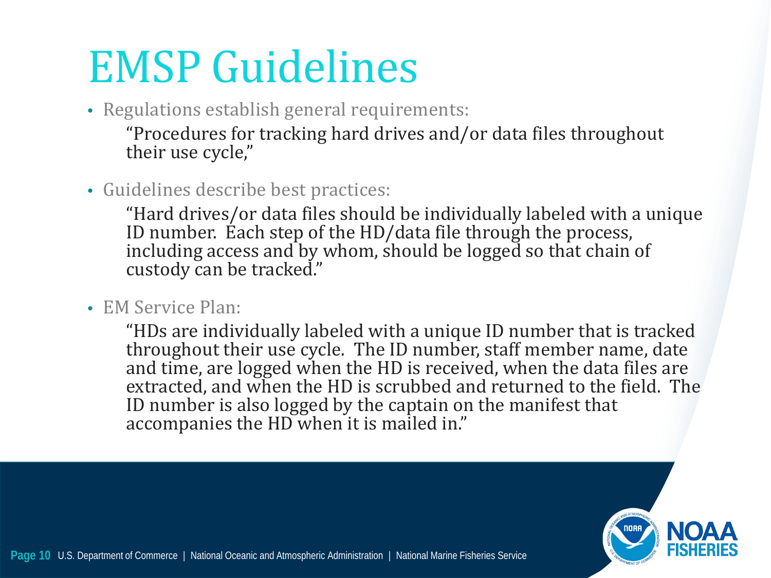# EMSP Guidelines

- Regulations establish general requirements:

  "Procedures for tracking hard drives and/or data files throughout their use cycle,"

- Guidelines describe best practices:

  "Hard drives/or data files should be individually labeled with a unique ID number. Each step of the HD/data file through the process, including access and by whom, should be logged so that chain of custody can be tracked."

- EM Service Plan:

  "HDs are individually labeled with a unique ID number that is tracked throughout their use cycle. The ID number, staff member name, date and time, are logged when the HD is received, when the data files are extracted, and when the HD is scrubbed and returned to the field. The ID number is also logged by the captain on the manifest that accompanies the HD when it is mailed in."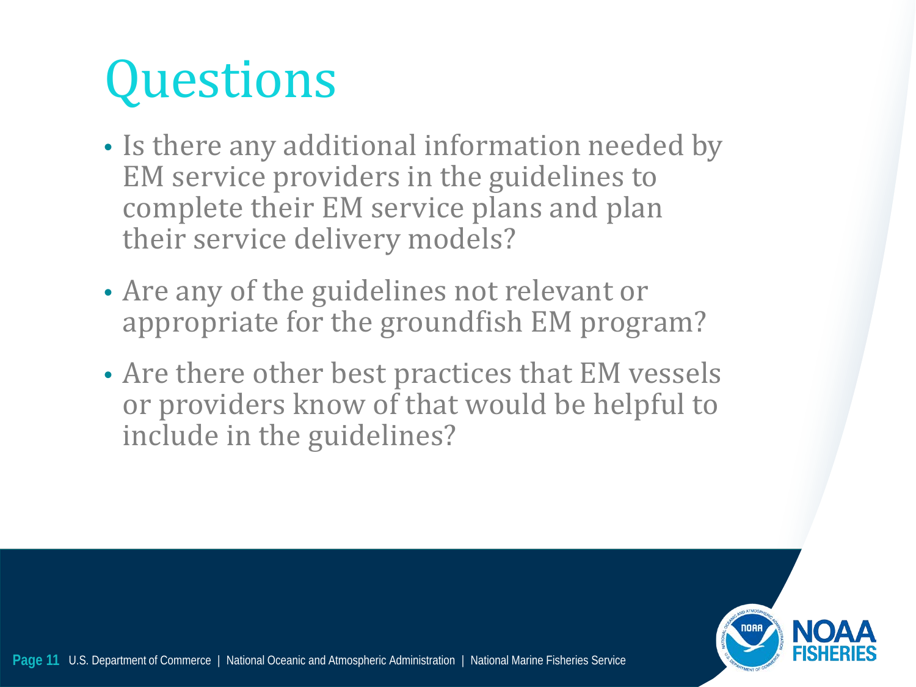# Questions

- Is there any additional information needed by EM service providers in the guidelines to complete their EM service plans and plan their service delivery models?
- Are any of the guidelines not relevant or appropriate for the groundfish EM program?
- Are there other best practices that EM vessels or providers know of that would be helpful to include in the guidelines?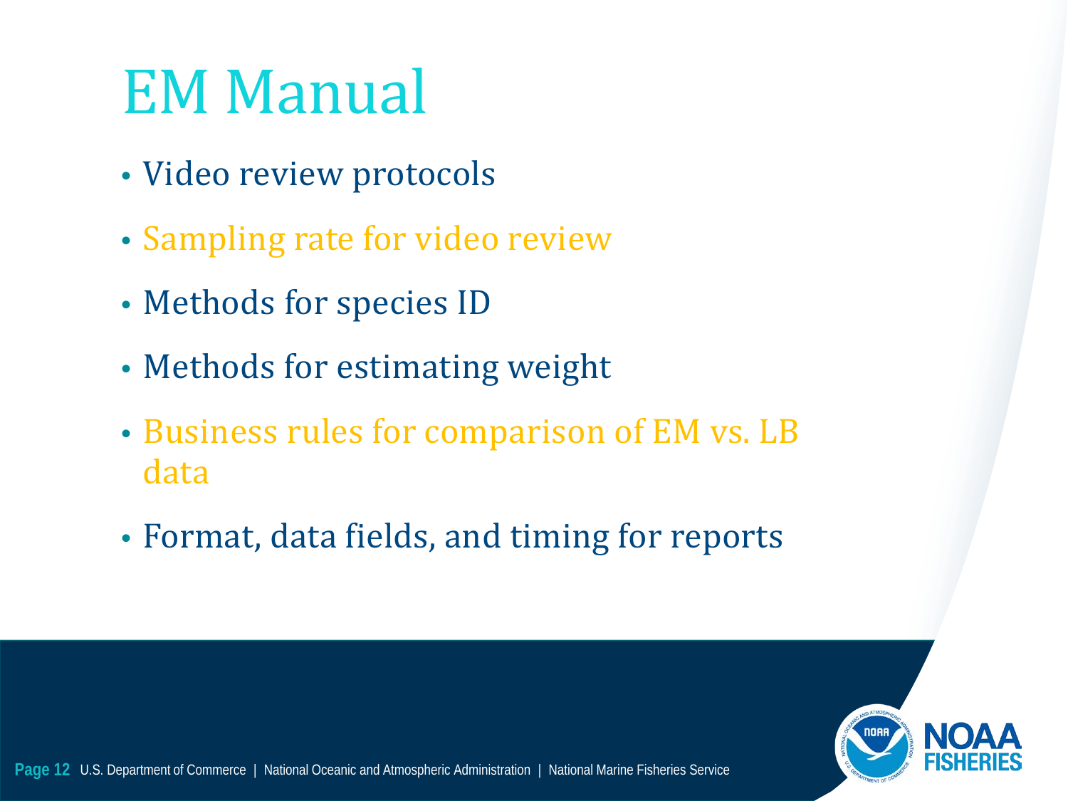# EM Manual

- Video review protocols
- Sampling rate for video review
- Methods for species ID
- Methods for estimating weight
- Business rules for comparison of EM vs. LB data
- Format, data fields, and timing for reports